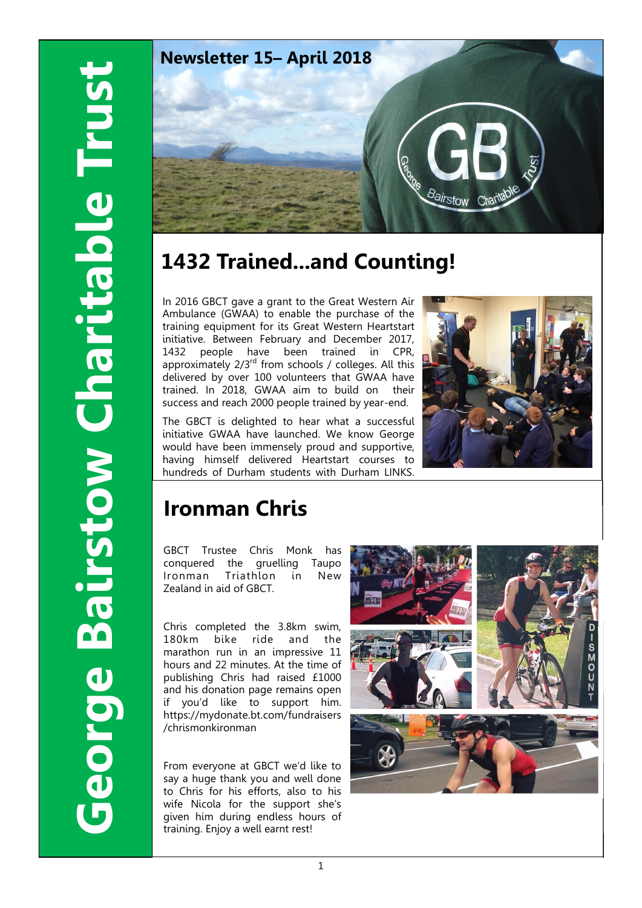# George Bairstow Charitable Trust

**Newsletter 15– April 2018**

## 1432 Trained...and Counting!

In 2016 GBCT gave a grant to the Great Western Air Ambulance (GWAA) to enable the purchase of the training equipment for its Great Western Heartstart initiative. Between February and December 2017, 1432 people have been trained in CPR, approximately 2/3rd from schools / colleges. All this delivered by over 100 volunteers that GWAA have trained. In 2018, GWAA aim to build on their success and reach 2000 people trained by year-end.

The GBCT is delighted to hear what a successful initiative GWAA have launched. We know George would have been immensely proud and supportive, having himself delivered Heartstart courses to hundreds of Durham students with Durham LINKS.

## Ironman Chris

GBCT Trustee Chris Monk has conquered the gruelling Taupo Ironman Triathlon in New Zealand in aid of GBCT.

Chris completed the 3.8km swim, 180km bike ride and the marathon run in an impressive 11 hours and 22 minutes. At the time of publishing Chris had raised £1000 and his donation page remains open if you'd like to support him. https://mydonate.bt.com/fundraisers/chrismonkironman

From everyone at GBCT we'd like to say a huge thank you and well done to Chris for his efforts, also to his wife Nicola for the support she's given him during endless hours of training. Enjoy a well earnt rest!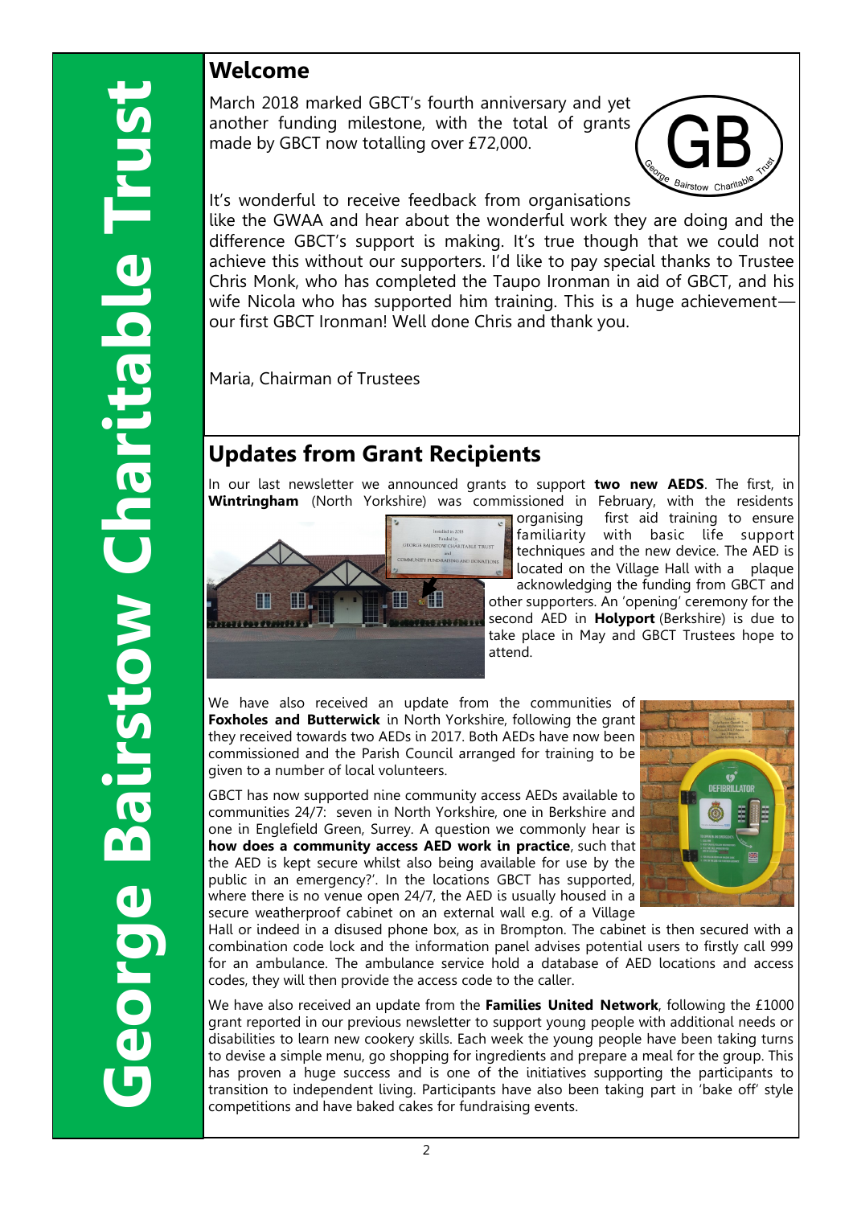## Welcome

March 2018 marked GBCT's fourth anniversary and yet another funding milestone, with the total of grants made by GBCT now totalling over £72,000.

It's wonderful to receive feedback from organisations like the GWAA and hear about the wonderful work they are doing and the difference GBCT's support is making. It's true though that we could not achieve this without our supporters. I'd like to pay special thanks to Trustee Chris Monk, who has completed the Taupo Ironman in aid of GBCT, and his wife Nicola who has supported him training. This is a huge achievement—our first GBCT Ironman! Well done Chris and thank you.

Maria, Chairman of Trustees

## Updates from Grant Recipients

In our last newsletter we announced grants to support **two new AEDS**. The first, in **Wintringham** (North Yorkshire) was commissioned in February, with the residents organising first aid training to ensure familiarity with basic life support techniques and the new device. The AED is located on the Village Hall with a plaque acknowledging the funding from GBCT and other supporters. An 'opening' ceremony for the second AED in **Holyport** (Berkshire) is due to take place in May and GBCT Trustees hope to attend.

We have also received an update from the communities of **Foxholes and Butterwick** in North Yorkshire, following the grant they received towards two AEDs in 2017. Both AEDs have now been commissioned and the Parish Council arranged for training to be given to a number of local volunteers.

GBCT has now supported nine community access AEDs available to communities 24/7: seven in North Yorkshire, one in Berkshire and one in Englefield Green, Surrey. A question we commonly hear is **how does a community access AED work in practice**, such that the AED is kept secure whilst also being available for use by the public in an emergency?'. In the locations GBCT has supported, where there is no venue open 24/7, the AED is usually housed in a secure weatherproof cabinet on an external wall e.g. of a Village Hall or indeed in a disused phone box, as in Brompton. The cabinet is then secured with a combination code lock and the information panel advises potential users to firstly call 999 for an ambulance. The ambulance service hold a database of AED locations and access codes, they will then provide the access code to the caller.

We have also received an update from the **Families United Network**, following the £1000 grant reported in our previous newsletter to support young people with additional needs or disabilities to learn new cookery skills. Each week the young people have been taking turns to devise a simple menu, go shopping for ingredients and prepare a meal for the group. This has proven a huge success and is one of the initiatives supporting the participants to transition to independent living. Participants have also been taking part in 'bake off' style competitions and have baked cakes for fundraising events.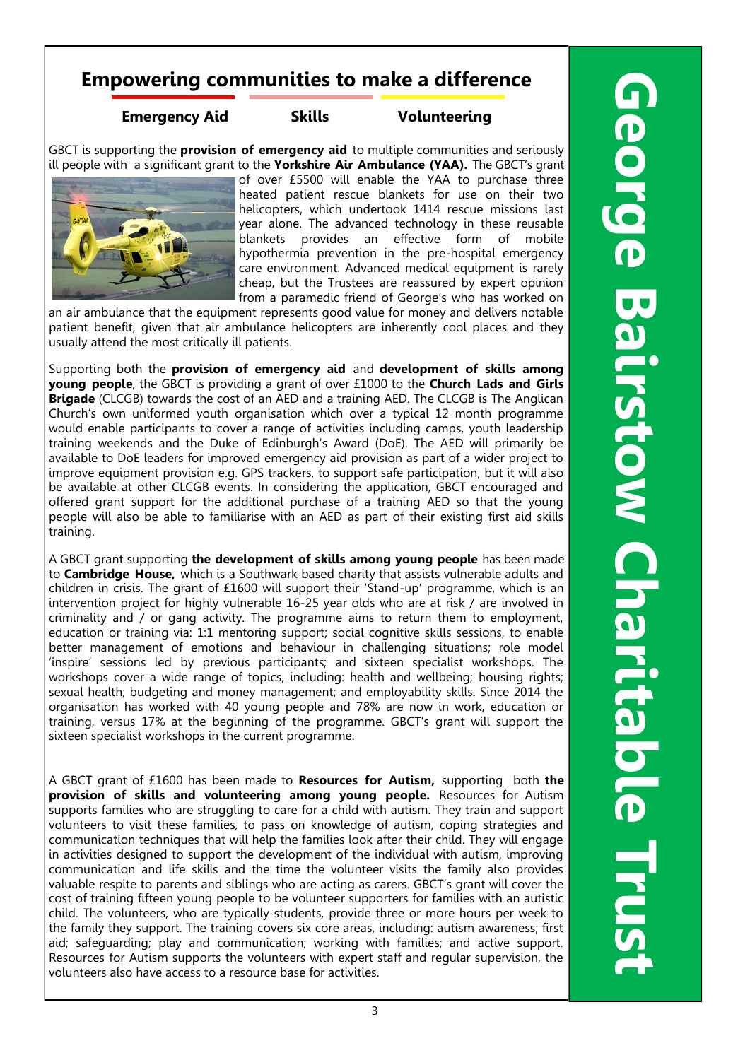## Empowering communities to make a difference

**Emergency Aid** **Skills** **Volunteering**

GBCT is supporting the **provision of emergency aid** to multiple communities and seriously ill people with a significant grant to the **Yorkshire Air Ambulance (YAA).** The GBCT's grant of over £5500 will enable the YAA to purchase three heated patient rescue blankets for use on their two helicopters, which undertook 1414 rescue missions last year alone. The advanced technology in these reusable blankets provides an effective form of mobile hypothermia prevention in the pre-hospital emergency care environment. Advanced medical equipment is rarely cheap, but the Trustees are reassured by expert opinion from a paramedic friend of George's who has worked on an air ambulance that the equipment represents good value for money and delivers notable patient benefit, given that air ambulance helicopters are inherently cool places and they usually attend the most critically ill patients.

Supporting both the **provision of emergency aid** and **development of skills among young people**, the GBCT is providing a grant of over £1000 to the **Church Lads and Girls Brigade** (CLCGB) towards the cost of an AED and a training AED. The CLCGB is The Anglican Church's own uniformed youth organisation which over a typical 12 month programme would enable participants to cover a range of activities including camps, youth leadership training weekends and the Duke of Edinburgh's Award (DoE). The AED will primarily be available to DoE leaders for improved emergency aid provision as part of a wider project to improve equipment provision e.g. GPS trackers, to support safe participation, but it will also be available at other CLCGB events. In considering the application, GBCT encouraged and offered grant support for the additional purchase of a training AED so that the young people will also be able to familiarise with an AED as part of their existing first aid skills training.

A GBCT grant supporting **the development of skills among young people** has been made to **Cambridge House,** which is a Southwark based charity that assists vulnerable adults and children in crisis. The grant of £1600 will support their 'Stand-up' programme, which is an intervention project for highly vulnerable 16-25 year olds who are at risk / are involved in criminality and / or gang activity. The programme aims to return them to employment, education or training via: 1:1 mentoring support; social cognitive skills sessions, to enable better management of emotions and behaviour in challenging situations; role model 'inspire' sessions led by previous participants; and sixteen specialist workshops. The workshops cover a wide range of topics, including: health and wellbeing; housing rights; sexual health; budgeting and money management; and employability skills. Since 2014 the organisation has worked with 40 young people and 78% are now in work, education or training, versus 17% at the beginning of the programme. GBCT's grant will support the sixteen specialist workshops in the current programme.

A GBCT grant of £1600 has been made to **Resources for Autism,** supporting both **the provision of skills and volunteering among young people.** Resources for Autism supports families who are struggling to care for a child with autism. They train and support volunteers to visit these families, to pass on knowledge of autism, coping strategies and communication techniques that will help the families look after their child. They will engage in activities designed to support the development of the individual with autism, improving communication and life skills and the time the volunteer visits the family also provides valuable respite to parents and siblings who are acting as carers. GBCT's grant will cover the cost of training fifteen young people to be volunteer supporters for families with an autistic child. The volunteers, who are typically students, provide three or more hours per week to the family they support. The training covers six core areas, including: autism awareness; first aid; safeguarding; play and communication; working with families; and active support. Resources for Autism supports the volunteers with expert staff and regular supervision, the volunteers also have access to a resource base for activities.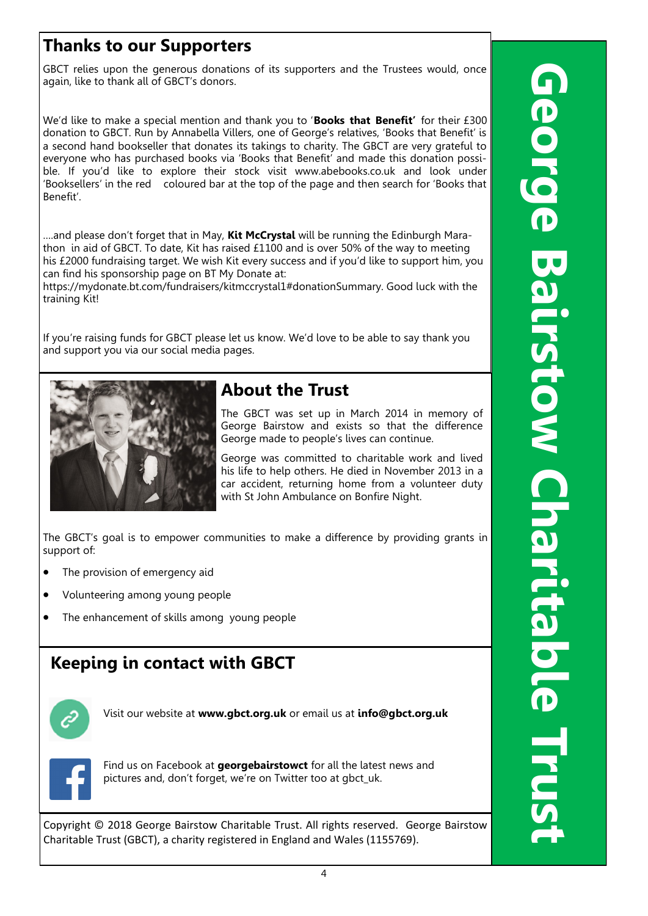## Thanks to our Supporters

GBCT relies upon the generous donations of its supporters and the Trustees would, once again, like to thank all of GBCT's donors.

We'd like to make a special mention and thank you to '**Books that Benefit'** for their £300 donation to GBCT. Run by Annabella Villers, one of George's relatives, 'Books that Benefit' is a second hand bookseller that donates its takings to charity. The GBCT are very grateful to everyone who has purchased books via 'Books that Benefit' and made this donation possible. If you'd like to explore their stock visit www.abebooks.co.uk and look under 'Booksellers' in the red coloured bar at the top of the page and then search for 'Books that Benefit'.

….and please don't forget that in May, **Kit McCrystal** will be running the Edinburgh Marathon in aid of GBCT. To date, Kit has raised £1100 and is over 50% of the way to meeting his £2000 fundraising target. We wish Kit every success and if you'd like to support him, you can find his sponsorship page on BT My Donate at: https://mydonate.bt.com/fundraisers/kitmccrystal1#donationSummary. Good luck with the training Kit!

If you're raising funds for GBCT please let us know. We'd love to be able to say thank you and support you via our social media pages.

## About the Trust

The GBCT was set up in March 2014 in memory of George Bairstow and exists so that the difference George made to people's lives can continue.

George was committed to charitable work and lived his life to help others. He died in November 2013 in a car accident, returning home from a volunteer duty with St John Ambulance on Bonfire Night.

The GBCT's goal is to empower communities to make a difference by providing grants in support of:

- The provision of emergency aid
- Volunteering among young people
- The enhancement of skills among young people

## Keeping in contact with GBCT

Visit our website at **www.gbct.org.uk** or email us at **info@gbct.org.uk**

Find us on Facebook at **georgebairstowct** for all the latest news and pictures and, don't forget, we're on Twitter too at gbct_uk.

Copyright © 2018 George Bairstow Charitable Trust. All rights reserved. George Bairstow Charitable Trust (GBCT), a charity registered in England and Wales (1155769).

George Bairstow Charitable Trust